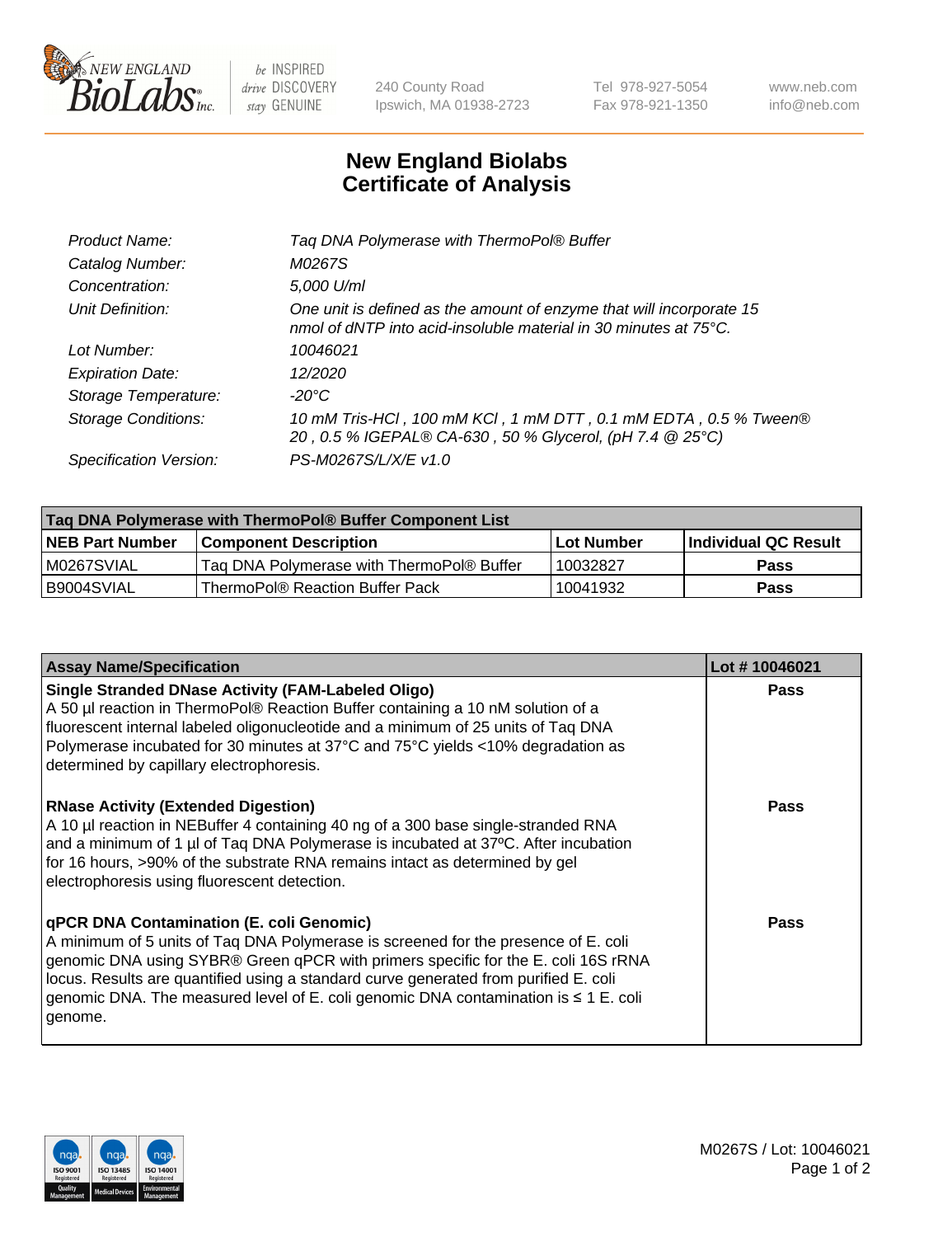240 County Road
Ipswich, MA 01938-2723

Tel 978-927-5054
Fax 978-921-1350

www.neb.com
info@neb.com

# New England Biolabs
# Certificate of Analysis

| | |
|---|---|
| *Product Name:* | *Taq DNA Polymerase with ThermoPol® Buffer* |
| *Catalog Number:* | *M0267S* |
| *Concentration:* | *5,000 U/ml* |
| *Unit Definition:* | *One unit is defined as the amount of enzyme that will incorporate 15 nmol of dNTP into acid-insoluble material in 30 minutes at 75°C.* |
| *Lot Number:* | *10046021* |
| *Expiration Date:* | *12/2020* |
| *Storage Temperature:* | *-20°C* |
| *Storage Conditions:* | *10 mM Tris-HCl , 100 mM KCl , 1 mM DTT , 0.1 mM EDTA , 0.5 % Tween® 20 , 0.5 % IGEPAL® CA-630 , 50 % Glycerol, (pH 7.4 @ 25°C)* |
| *Specification Version:* | *PS-M0267S/L/X/E v1.0* |

| Taq DNA Polymerase with ThermoPol® Buffer Component List | | | |
|---|---|---|---|
| **NEB Part Number** | **Component Description** | **Lot Number** | **Individual QC Result** |
| M0267SVIAL | Taq DNA Polymerase with ThermoPol® Buffer | 10032827 | **Pass** |
| B9004SVIAL | ThermoPol® Reaction Buffer Pack | 10041932 | **Pass** |

| Assay Name/Specification | Lot # 10046021 |
|---|---|
| **Single Stranded DNase Activity (FAM-Labeled Oligo)** A 50 µl reaction in ThermoPol® Reaction Buffer containing a 10 nM solution of a fluorescent internal labeled oligonucleotide and a minimum of 25 units of Taq DNA Polymerase incubated for 30 minutes at 37°C and 75°C yields <10% degradation as determined by capillary electrophoresis. | **Pass** |
| **RNase Activity (Extended Digestion)** A 10 µl reaction in NEBuffer 4 containing 40 ng of a 300 base single-stranded RNA and a minimum of 1 µl of Taq DNA Polymerase is incubated at 37ºC. After incubation for 16 hours, >90% of the substrate RNA remains intact as determined by gel electrophoresis using fluorescent detection. | **Pass** |
| **qPCR DNA Contamination (E. coli Genomic)** A minimum of 5 units of Taq DNA Polymerase is screened for the presence of E. coli genomic DNA using SYBR® Green qPCR with primers specific for the E. coli 16S rRNA locus. Results are quantified using a standard curve generated from purified E. coli genomic DNA. The measured level of E. coli genomic DNA contamination is ≤ 1 E. coli genome. | **Pass** |

M0267S / Lot: 10046021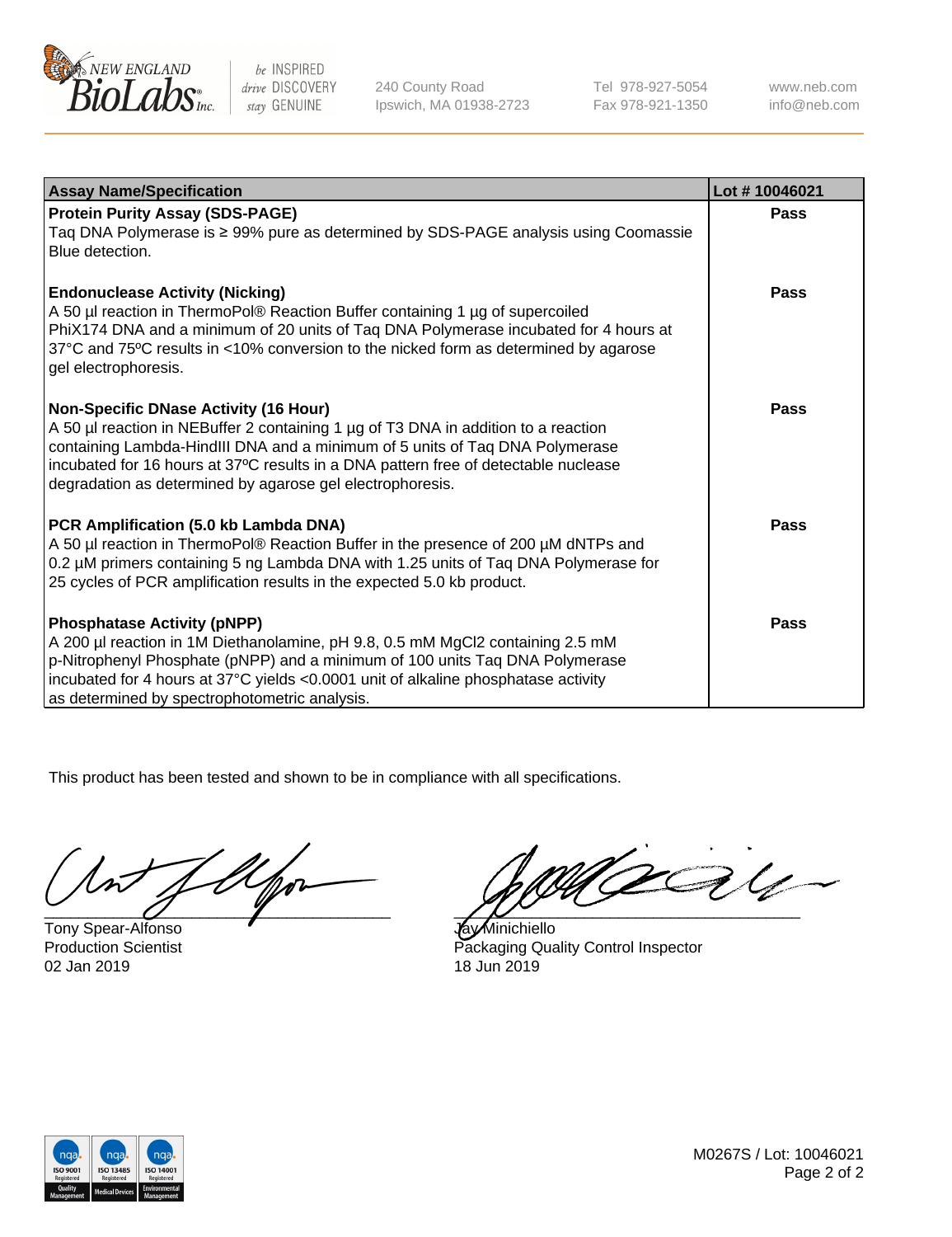| Assay Name/Specification | Lot # 10046021 |
|---|---|
| **Protein Purity Assay (SDS-PAGE)**<br>Taq DNA Polymerase is ≥ 99% pure as determined by SDS-PAGE analysis using Coomassie Blue detection. | **Pass** |
| **Endonuclease Activity (Nicking)**<br>A 50 µl reaction in ThermoPol® Reaction Buffer containing 1 µg of supercoiled PhiX174 DNA and a minimum of 20 units of Taq DNA Polymerase incubated for 4 hours at 37°C and 75ºC results in <10% conversion to the nicked form as determined by agarose gel electrophoresis. | **Pass** |
| **Non-Specific DNase Activity (16 Hour)**<br>A 50 µl reaction in NEBuffer 2 containing 1 µg of T3 DNA in addition to a reaction containing Lambda-HindIII DNA and a minimum of 5 units of Taq DNA Polymerase incubated for 16 hours at 37ºC results in a DNA pattern free of detectable nuclease degradation as determined by agarose gel electrophoresis. | **Pass** |
| **PCR Amplification (5.0 kb Lambda DNA)**<br>A 50 µl reaction in ThermoPol® Reaction Buffer in the presence of 200 µM dNTPs and 0.2 µM primers containing 5 ng Lambda DNA with 1.25 units of Taq DNA Polymerase for 25 cycles of PCR amplification results in the expected 5.0 kb product. | **Pass** |
| **Phosphatase Activity (pNPP)**<br>A 200 µl reaction in 1M Diethanolamine, pH 9.8, 0.5 mM $MgCl_2$ containing 2.5 mM p-Nitrophenyl Phosphate (pNPP) and a minimum of 100 units Taq DNA Polymerase incubated for 4 hours at 37°C yields <0.0001 unit of alkaline phosphatase activity as determined by spectrophotometric analysis. | **Pass** |

This product has been tested and shown to be in compliance with all specifications.

Tony Spear-Alfonso
Production Scientist
02 Jan 2019

Jay Minichiello
Packaging Quality Control Inspector
18 Jun 2019

M0267S / Lot: 10046021